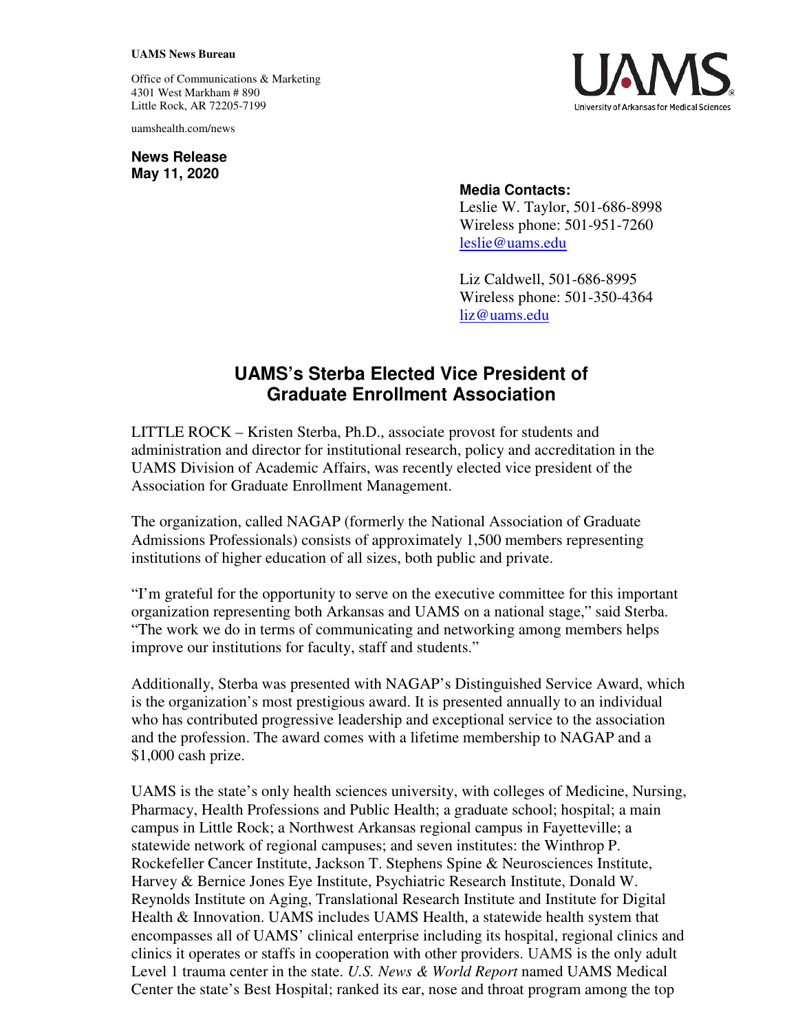**UAMS News Bureau**

Office of Communications & Marketing
4301 West Markham # 890
Little Rock, AR 72205-7199

uamshealth.com/news

**News Release**
**May 11, 2020**

**Media Contacts:**
Leslie W. Taylor, 501-686-8998
Wireless phone: 501-951-7260
leslie@uams.edu

Liz Caldwell, 501-686-8995
Wireless phone: 501-350-4364
liz@uams.edu

# UAMS's Sterba Elected Vice President of Graduate Enrollment Association

LITTLE ROCK – Kristen Sterba, Ph.D., associate provost for students and administration and director for institutional research, policy and accreditation in the UAMS Division of Academic Affairs, was recently elected vice president of the Association for Graduate Enrollment Management.

The organization, called NAGAP (formerly the National Association of Graduate Admissions Professionals) consists of approximately 1,500 members representing institutions of higher education of all sizes, both public and private.

"I'm grateful for the opportunity to serve on the executive committee for this important organization representing both Arkansas and UAMS on a national stage," said Sterba. "The work we do in terms of communicating and networking among members helps improve our institutions for faculty, staff and students."

Additionally, Sterba was presented with NAGAP's Distinguished Service Award, which is the organization's most prestigious award. It is presented annually to an individual who has contributed progressive leadership and exceptional service to the association and the profession. The award comes with a lifetime membership to NAGAP and a $1,000 cash prize.

UAMS is the state's only health sciences university, with colleges of Medicine, Nursing, Pharmacy, Health Professions and Public Health; a graduate school; hospital; a main campus in Little Rock; a Northwest Arkansas regional campus in Fayetteville; a statewide network of regional campuses; and seven institutes: the Winthrop P. Rockefeller Cancer Institute, Jackson T. Stephens Spine & Neurosciences Institute, Harvey & Bernice Jones Eye Institute, Psychiatric Research Institute, Donald W. Reynolds Institute on Aging, Translational Research Institute and Institute for Digital Health & Innovation. UAMS includes UAMS Health, a statewide health system that encompasses all of UAMS' clinical enterprise including its hospital, regional clinics and clinics it operates or staffs in cooperation with other providers. UAMS is the only adult Level 1 trauma center in the state. *U.S. News & World Report* named UAMS Medical Center the state's Best Hospital; ranked its ear, nose and throat program among the top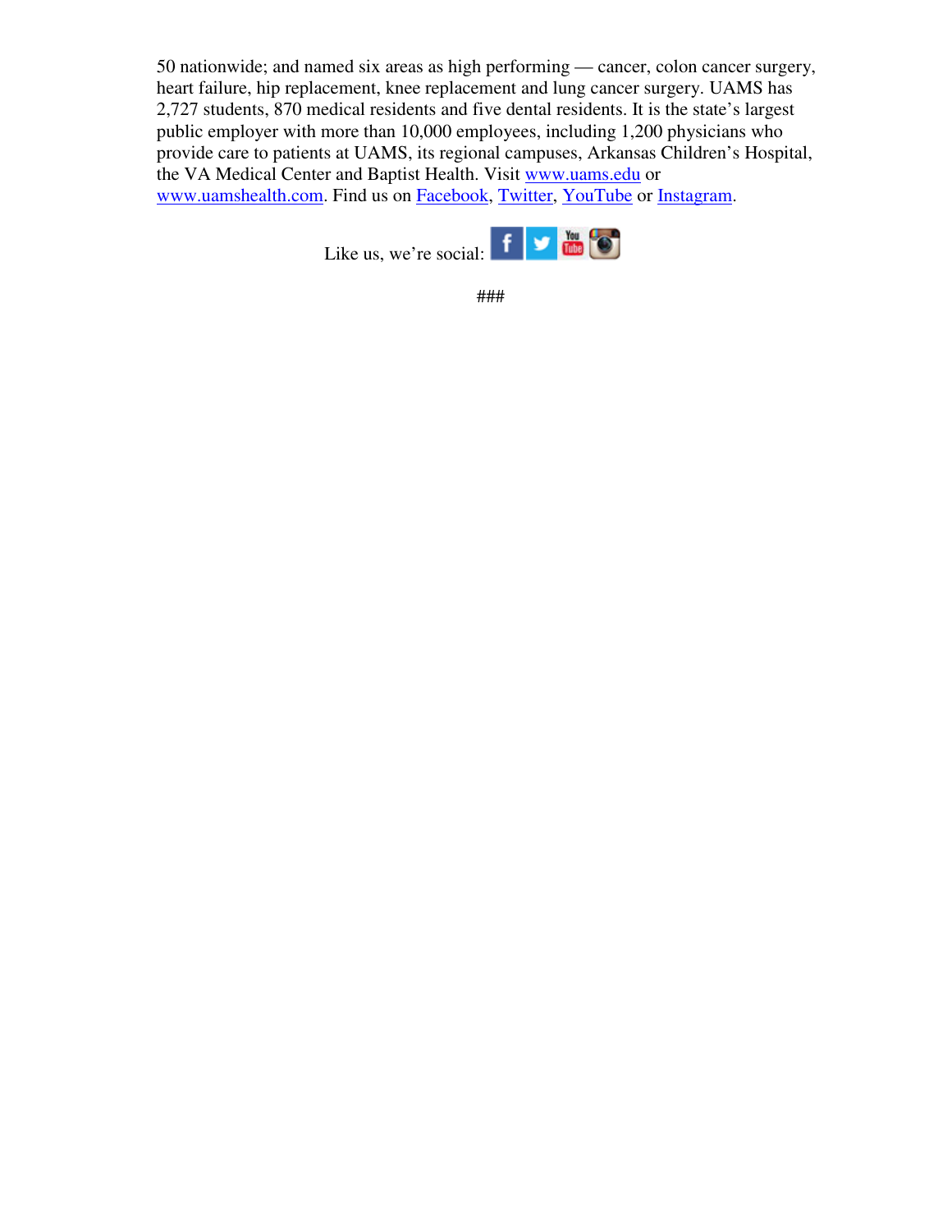50 nationwide; and named six areas as high performing — cancer, colon cancer surgery, heart failure, hip replacement, knee replacement and lung cancer surgery. UAMS has 2,727 students, 870 medical residents and five dental residents. It is the state's largest public employer with more than 10,000 employees, including 1,200 physicians who provide care to patients at UAMS, its regional campuses, Arkansas Children's Hospital, the VA Medical Center and Baptist Health. Visit www.uams.edu or www.uamshealth.com. Find us on Facebook, Twitter, YouTube or Instagram.

Like us, we're social:

###